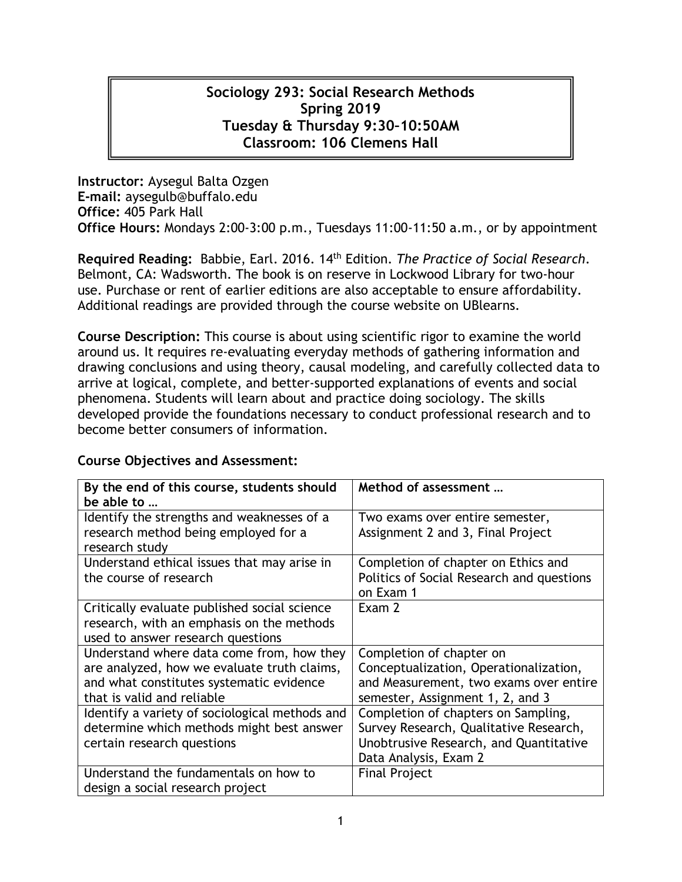# Sociology 293: Social Research Methods
## Spring 2019
## Tuesday & Thursday 9:30–10:50AM
## Classroom: 106 Clemens Hall

**Instructor:** Aysegul Balta Ozgen
**E-mail:** aysegulb@buffalo.edu
**Office:** 405 Park Hall
**Office Hours:** Mondays 2:00-3:00 p.m., Tuesdays 11:00-11:50 a.m., or by appointment

**Required Reading:** Babbie, Earl. 2016. 14th Edition. *The Practice of Social Research*. Belmont, CA: Wadsworth. The book is on reserve in Lockwood Library for two-hour use. Purchase or rent of earlier editions are also acceptable to ensure affordability. Additional readings are provided through the course website on UBlearns.

**Course Description:** This course is about using scientific rigor to examine the world around us. It requires re-evaluating everyday methods of gathering information and drawing conclusions and using theory, causal modeling, and carefully collected data to arrive at logical, complete, and better-supported explanations of events and social phenomena. Students will learn about and practice doing sociology. The skills developed provide the foundations necessary to conduct professional research and to become better consumers of information.

**Course Objectives and Assessment:**

| By the end of this course, students should be able to … | Method of assessment … |
| --- | --- |
| Identify the strengths and weaknesses of a research method being employed for a research study | Two exams over entire semester, Assignment 2 and 3, Final Project |
| Understand ethical issues that may arise in the course of research | Completion of chapter on Ethics and Politics of Social Research and questions on Exam 1 |
| Critically evaluate published social science research, with an emphasis on the methods used to answer research questions | Exam 2 |
| Understand where data come from, how they are analyzed, how we evaluate truth claims, and what constitutes systematic evidence that is valid and reliable | Completion of chapter on Conceptualization, Operationalization, and Measurement, two exams over entire semester, Assignment 1, 2, and 3 |
| Identify a variety of sociological methods and determine which methods might best answer certain research questions | Completion of chapters on Sampling, Survey Research, Qualitative Research, Unobtrusive Research, and Quantitative Data Analysis, Exam 2 |
| Understand the fundamentals on how to design a social research project | Final Project |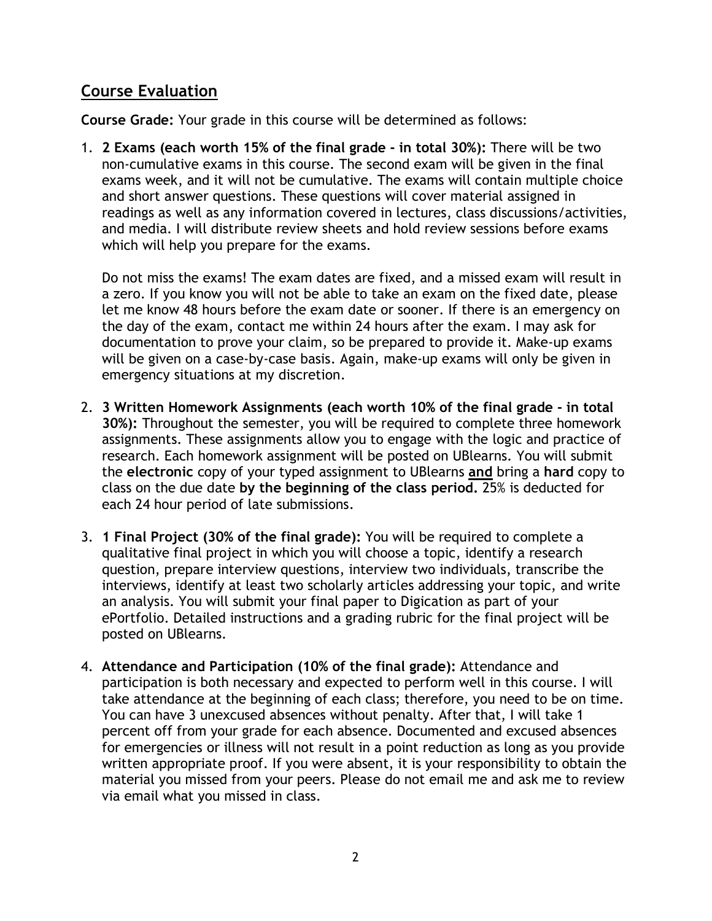## Course Evaluation

**Course Grade:** Your grade in this course will be determined as follows:

1. **2 Exams (each worth 15% of the final grade - in total 30%):** There will be two non-cumulative exams in this course. The second exam will be given in the final exams week, and it will not be cumulative. The exams will contain multiple choice and short answer questions. These questions will cover material assigned in readings as well as any information covered in lectures, class discussions/activities, and media. I will distribute review sheets and hold review sessions before exams which will help you prepare for the exams.

   Do not miss the exams! The exam dates are fixed, and a missed exam will result in a zero. If you know you will not be able to take an exam on the fixed date, please let me know 48 hours before the exam date or sooner. If there is an emergency on the day of the exam, contact me within 24 hours after the exam. I may ask for documentation to prove your claim, so be prepared to provide it. Make-up exams will be given on a case-by-case basis. Again, make-up exams will only be given in emergency situations at my discretion.

2. **3 Written Homework Assignments (each worth 10% of the final grade - in total 30%):** Throughout the semester, you will be required to complete three homework assignments. These assignments allow you to engage with the logic and practice of research. Each homework assignment will be posted on UBlearns. You will submit the **electronic** copy of your typed assignment to UBlearns <u>**and**</u> bring a **hard** copy to class on the due date **by the beginning of the class period.** 25% is deducted for each 24 hour period of late submissions.

3. **1 Final Project (30% of the final grade):** You will be required to complete a qualitative final project in which you will choose a topic, identify a research question, prepare interview questions, interview two individuals, transcribe the interviews, identify at least two scholarly articles addressing your topic, and write an analysis. You will submit your final paper to Digication as part of your ePortfolio. Detailed instructions and a grading rubric for the final project will be posted on UBlearns.

4. **Attendance and Participation (10% of the final grade):** Attendance and participation is both necessary and expected to perform well in this course. I will take attendance at the beginning of each class; therefore, you need to be on time. You can have 3 unexcused absences without penalty. After that, I will take 1 percent off from your grade for each absence. Documented and excused absences for emergencies or illness will not result in a point reduction as long as you provide written appropriate proof. If you were absent, it is your responsibility to obtain the material you missed from your peers. Please do not email me and ask me to review via email what you missed in class.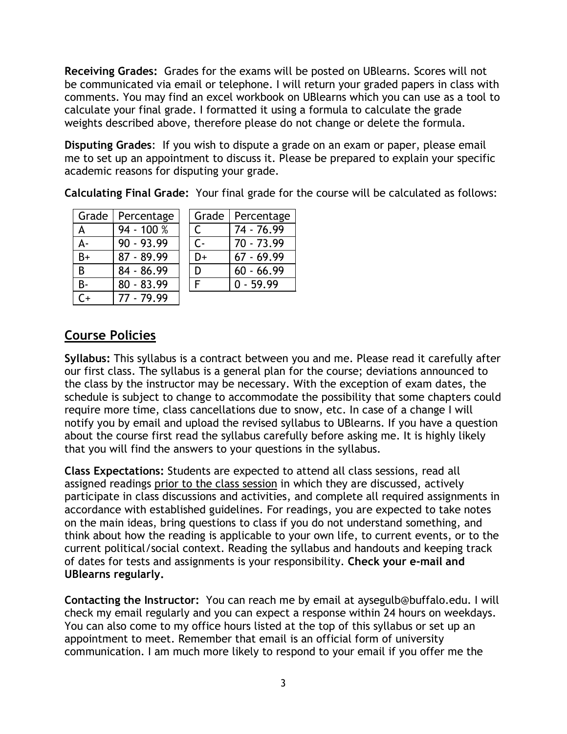**Receiving Grades:** Grades for the exams will be posted on UBlearns. Scores will not be communicated via email or telephone. I will return your graded papers in class with comments. You may find an excel workbook on UBlearns which you can use as a tool to calculate your final grade. I formatted it using a formula to calculate the grade weights described above, therefore please do not change or delete the formula.

**Disputing Grades**: If you wish to dispute a grade on an exam or paper, please email me to set up an appointment to discuss it. Please be prepared to explain your specific academic reasons for disputing your grade.

**Calculating Final Grade:** Your final grade for the course will be calculated as follows:

| Grade | Percentage |
|---|---|
| A | 94 - 100 % |
| A- | 90 - 93.99 |
| B+ | 87 - 89.99 |
| B | 84 - 86.99 |
| B- | 80 - 83.99 |
| C+ | 77 - 79.99 |

| Grade | Percentage |
|---|---|
| C | 74 - 76.99 |
| C- | 70 - 73.99 |
| D+ | 67 - 69.99 |
| D | 60 - 66.99 |
| F | 0 - 59.99 |

## Course Policies

**Syllabus:** This syllabus is a contract between you and me. Please read it carefully after our first class. The syllabus is a general plan for the course; deviations announced to the class by the instructor may be necessary. With the exception of exam dates, the schedule is subject to change to accommodate the possibility that some chapters could require more time, class cancellations due to snow, etc. In case of a change I will notify you by email and upload the revised syllabus to UBlearns. If you have a question about the course first read the syllabus carefully before asking me. It is highly likely that you will find the answers to your questions in the syllabus.

**Class Expectations:** Students are expected to attend all class sessions, read all assigned readings prior to the class session in which they are discussed, actively participate in class discussions and activities, and complete all required assignments in accordance with established guidelines. For readings, you are expected to take notes on the main ideas, bring questions to class if you do not understand something, and think about how the reading is applicable to your own life, to current events, or to the current political/social context. Reading the syllabus and handouts and keeping track of dates for tests and assignments is your responsibility. **Check your e-mail and UBlearns regularly.**

**Contacting the Instructor:** You can reach me by email at aysegulb@buffalo.edu. I will check my email regularly and you can expect a response within 24 hours on weekdays. You can also come to my office hours listed at the top of this syllabus or set up an appointment to meet. Remember that email is an official form of university communication. I am much more likely to respond to your email if you offer me the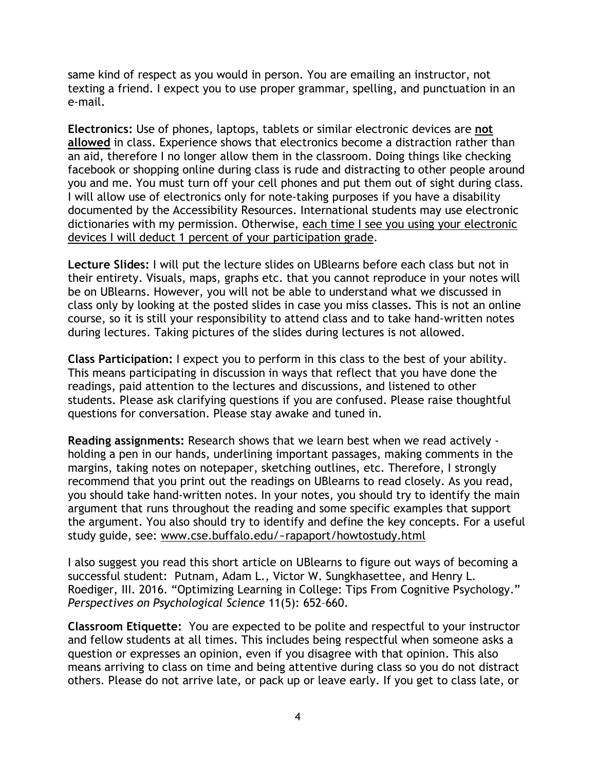same kind of respect as you would in person. You are emailing an instructor, not texting a friend. I expect you to use proper grammar, spelling, and punctuation in an e-mail.

**Electronics:** Use of phones, laptops, tablets or similar electronic devices are **<u>not allowed</u>** in class. Experience shows that electronics become a distraction rather than an aid, therefore I no longer allow them in the classroom. Doing things like checking facebook or shopping online during class is rude and distracting to other people around you and me. You must turn off your cell phones and put them out of sight during class. I will allow use of electronics only for note-taking purposes if you have a disability documented by the Accessibility Resources. International students may use electronic dictionaries with my permission. Otherwise, <u>each time I see you using your electronic devices I will deduct 1 percent of your participation grade</u>.

**Lecture Slides:** I will put the lecture slides on UBlearns before each class but not in their entirety. Visuals, maps, graphs etc. that you cannot reproduce in your notes will be on UBlearns. However, you will not be able to understand what we discussed in class only by looking at the posted slides in case you miss classes. This is not an online course, so it is still your responsibility to attend class and to take hand-written notes during lectures. Taking pictures of the slides during lectures is not allowed.

**Class Participation:** I expect you to perform in this class to the best of your ability. This means participating in discussion in ways that reflect that you have done the readings, paid attention to the lectures and discussions, and listened to other students. Please ask clarifying questions if you are confused. Please raise thoughtful questions for conversation. Please stay awake and tuned in.

**Reading assignments:** Research shows that we learn best when we read actively - holding a pen in our hands, underlining important passages, making comments in the margins, taking notes on notepaper, sketching outlines, etc. Therefore, I strongly recommend that you print out the readings on UBlearns to read closely. As you read, you should take hand-written notes. In your notes, you should try to identify the main argument that runs throughout the reading and some specific examples that support the argument. You also should try to identify and define the key concepts. For a useful study guide, see: www.cse.buffalo.edu/~rapaport/howtostudy.html

I also suggest you read this short article on UBlearns to figure out ways of becoming a successful student: Putnam, Adam L., Victor W. Sungkhasettee, and Henry L. Roediger, III. 2016. "Optimizing Learning in College: Tips From Cognitive Psychology." *Perspectives on Psychological Science* 11(5): 652–660.

**Classroom Etiquette:** You are expected to be polite and respectful to your instructor and fellow students at all times. This includes being respectful when someone asks a question or expresses an opinion, even if you disagree with that opinion. This also means arriving to class on time and being attentive during class so you do not distract others. Please do not arrive late, or pack up or leave early. If you get to class late, or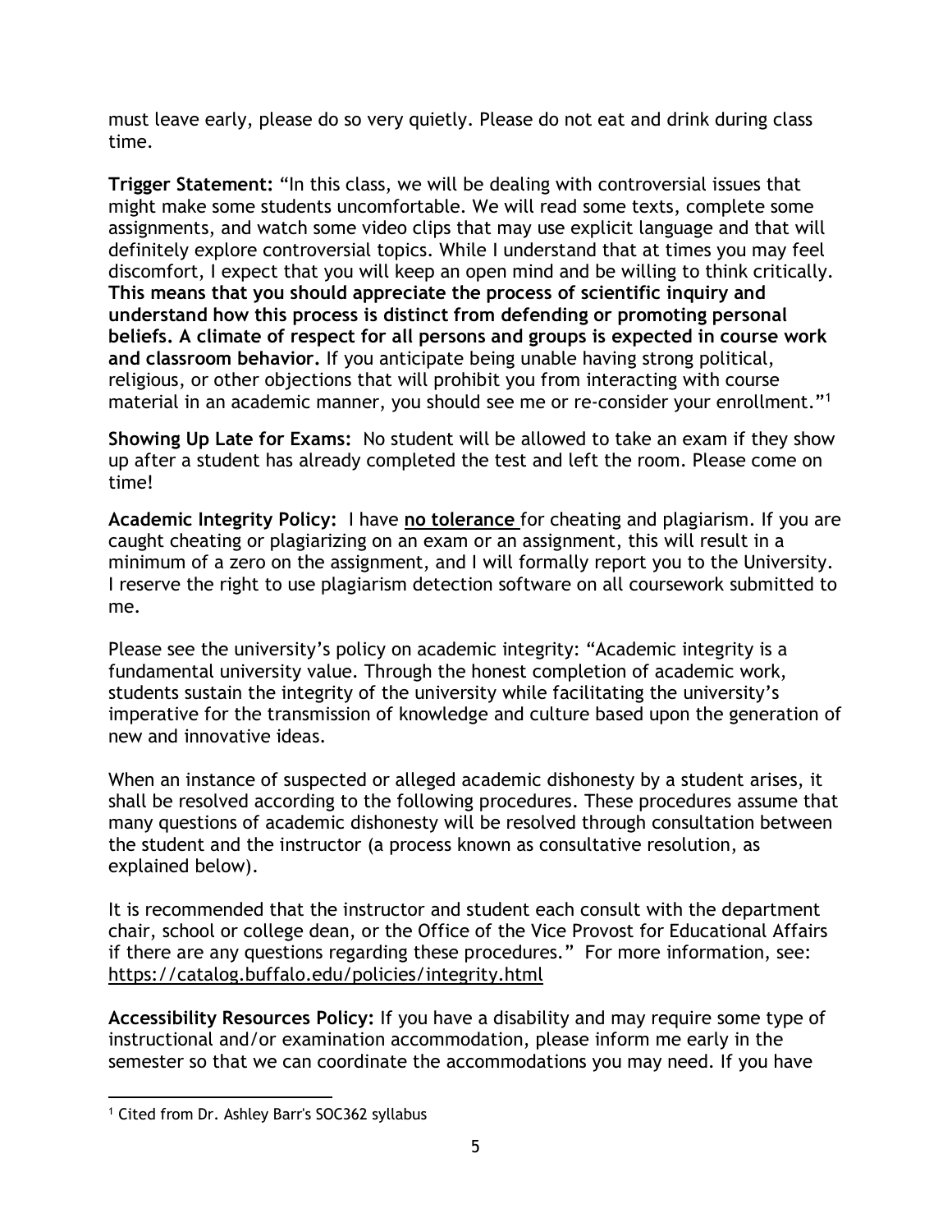must leave early, please do so very quietly. Please do not eat and drink during class time.

**Trigger Statement:** "In this class, we will be dealing with controversial issues that might make some students uncomfortable. We will read some texts, complete some assignments, and watch some video clips that may use explicit language and that will definitely explore controversial topics. While I understand that at times you may feel discomfort, I expect that you will keep an open mind and be willing to think critically. **This means that you should appreciate the process of scientific inquiry and understand how this process is distinct from defending or promoting personal beliefs. A climate of respect for all persons and groups is expected in course work and classroom behavior.** If you anticipate being unable having strong political, religious, or other objections that will prohibit you from interacting with course material in an academic manner, you should see me or re-consider your enrollment."[1]

**Showing Up Late for Exams:** No student will be allowed to take an exam if they show up after a student has already completed the test and left the room. Please come on time!

**Academic Integrity Policy:** I have **no tolerance** for cheating and plagiarism. If you are caught cheating or plagiarizing on an exam or an assignment, this will result in a minimum of a zero on the assignment, and I will formally report you to the University. I reserve the right to use plagiarism detection software on all coursework submitted to me.

Please see the university's policy on academic integrity: "Academic integrity is a fundamental university value. Through the honest completion of academic work, students sustain the integrity of the university while facilitating the university's imperative for the transmission of knowledge and culture based upon the generation of new and innovative ideas.

When an instance of suspected or alleged academic dishonesty by a student arises, it shall be resolved according to the following procedures. These procedures assume that many questions of academic dishonesty will be resolved through consultation between the student and the instructor (a process known as consultative resolution, as explained below).

It is recommended that the instructor and student each consult with the department chair, school or college dean, or the Office of the Vice Provost for Educational Affairs if there are any questions regarding these procedures." For more information, see: https://catalog.buffalo.edu/policies/integrity.html

**Accessibility Resources Policy:** If you have a disability and may require some type of instructional and/or examination accommodation, please inform me early in the semester so that we can coordinate the accommodations you may need. If you have

[1] Cited from Dr. Ashley Barr's SOC362 syllabus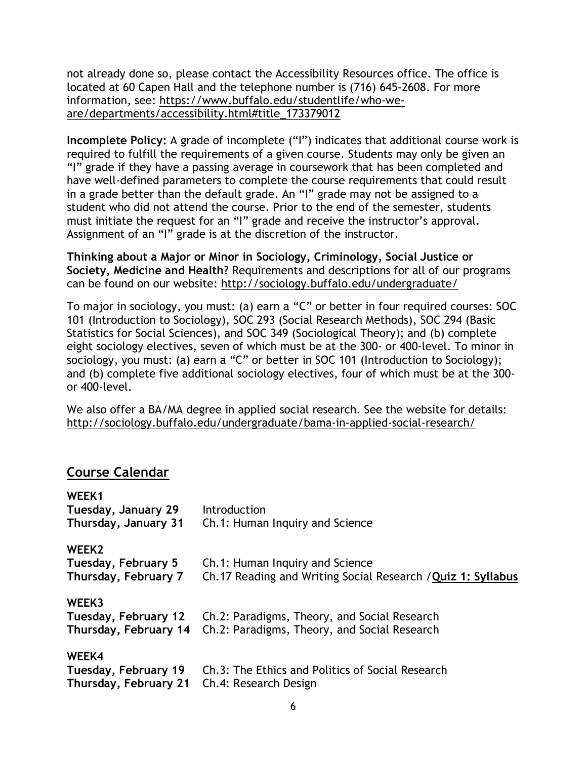not already done so, please contact the Accessibility Resources office. The office is located at 60 Capen Hall and the telephone number is (716) 645-2608. For more information, see: https://www.buffalo.edu/studentlife/who-we-are/departments/accessibility.html#title_173379012

**Incomplete Policy:** A grade of incomplete ("I") indicates that additional course work is required to fulfill the requirements of a given course. Students may only be given an "I" grade if they have a passing average in coursework that has been completed and have well-defined parameters to complete the course requirements that could result in a grade better than the default grade. An "I" grade may not be assigned to a student who did not attend the course. Prior to the end of the semester, students must initiate the request for an "I" grade and receive the instructor's approval. Assignment of an "I" grade is at the discretion of the instructor.

**Thinking about a Major or Minor in Sociology, Criminology, Social Justice or Society, Medicine and Health?** Requirements and descriptions for all of our programs can be found on our website: http://sociology.buffalo.edu/undergraduate/

To major in sociology, you must: (a) earn a "C" or better in four required courses: SOC 101 (Introduction to Sociology), SOC 293 (Social Research Methods), SOC 294 (Basic Statistics for Social Sciences), and SOC 349 (Sociological Theory); and (b) complete eight sociology electives, seven of which must be at the 300- or 400-level. To minor in sociology, you must: (a) earn a "C" or better in SOC 101 (Introduction to Sociology); and (b) complete five additional sociology electives, four of which must be at the 300- or 400-level.

We also offer a BA/MA degree in applied social research. See the website for details: http://sociology.buffalo.edu/undergraduate/bama-in-applied-social-research/

## Course Calendar

**WEEK1**
**Tuesday, January 29** Introduction
**Thursday, January 31** Ch.1: Human Inquiry and Science

**WEEK2**
**Tuesday, February 5** Ch.1: Human Inquiry and Science
**Thursday, February 7** Ch.17 Reading and Writing Social Research /**Quiz 1: Syllabus**

**WEEK3**
**Tuesday, February 12** Ch.2: Paradigms, Theory, and Social Research
**Thursday, February 14** Ch.2: Paradigms, Theory, and Social Research

**WEEK4**
**Tuesday, February 19** Ch.3: The Ethics and Politics of Social Research
**Thursday, February 21** Ch.4: Research Design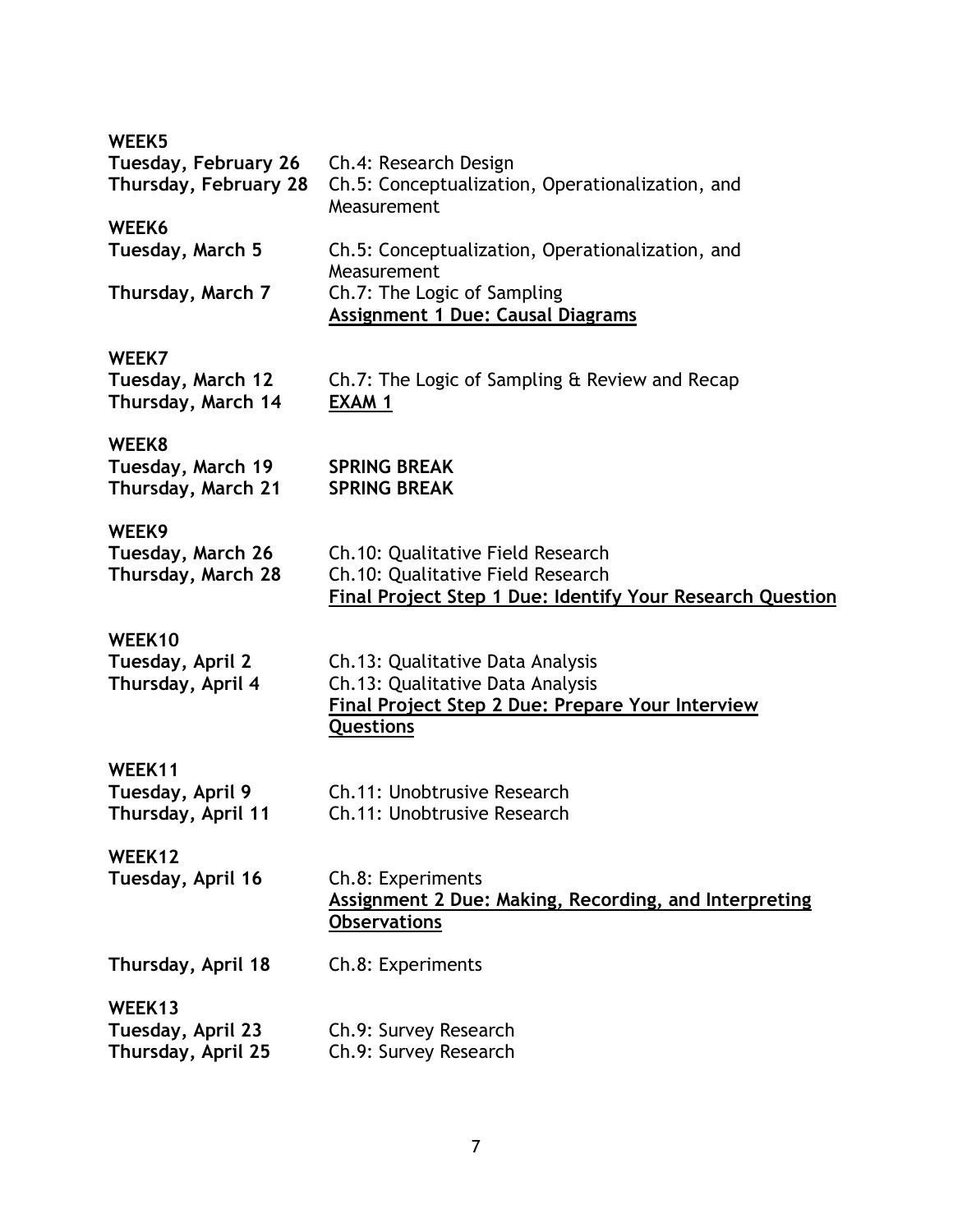**WEEK5**

**Tuesday, February 26** Ch.4: Research Design

**Thursday, February 28** Ch.5: Conceptualization, Operationalization, and Measurement

**WEEK6**

**Tuesday, March 5** Ch.5: Conceptualization, Operationalization, and Measurement

**Thursday, March 7** Ch.7: The Logic of Sampling
**<u>Assignment 1 Due: Causal Diagrams</u>**

**WEEK7**

**Tuesday, March 12** Ch.7: The Logic of Sampling & Review and Recap

**Thursday, March 14** **<u>EXAM 1</u>**

**WEEK8**

**Tuesday, March 19** **SPRING BREAK**

**Thursday, March 21** **SPRING BREAK**

**WEEK9**

**Tuesday, March 26** Ch.10: Qualitative Field Research

**Thursday, March 28** Ch.10: Qualitative Field Research
**<u>Final Project Step 1 Due: Identify Your Research Question</u>**

**WEEK10**

**Tuesday, April 2** Ch.13: Qualitative Data Analysis

**Thursday, April 4** Ch.13: Qualitative Data Analysis
**<u>Final Project Step 2 Due: Prepare Your Interview Questions</u>**

**WEEK11**

**Tuesday, April 9** Ch.11: Unobtrusive Research

**Thursday, April 11** Ch.11: Unobtrusive Research

**WEEK12**

**Tuesday, April 16** Ch.8: Experiments
**<u>Assignment 2 Due: Making, Recording, and Interpreting Observations</u>**

**Thursday, April 18** Ch.8: Experiments

**WEEK13**

**Tuesday, April 23** Ch.9: Survey Research

**Thursday, April 25** Ch.9: Survey Research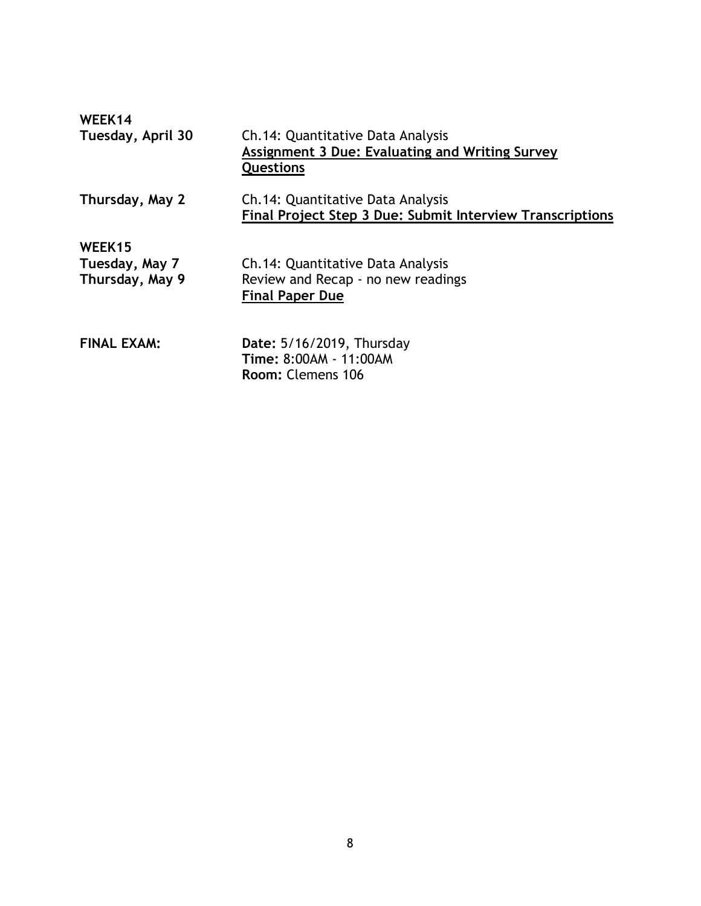**WEEK14**

**Tuesday, April 30** — Ch.14: Quantitative Data Analysis
**Assignment 3 Due: Evaluating and Writing Survey Questions**

**Thursday, May 2** — Ch.14: Quantitative Data Analysis
**Final Project Step 3 Due: Submit Interview Transcriptions**

**WEEK15**

**Tuesday, May 7** — Ch.14: Quantitative Data Analysis

**Thursday, May 9** — Review and Recap - no new readings
**Final Paper Due**

**FINAL EXAM:**
**Date:** 5/16/2019, Thursday
**Time:** 8:00AM - 11:00AM
**Room:** Clemens 106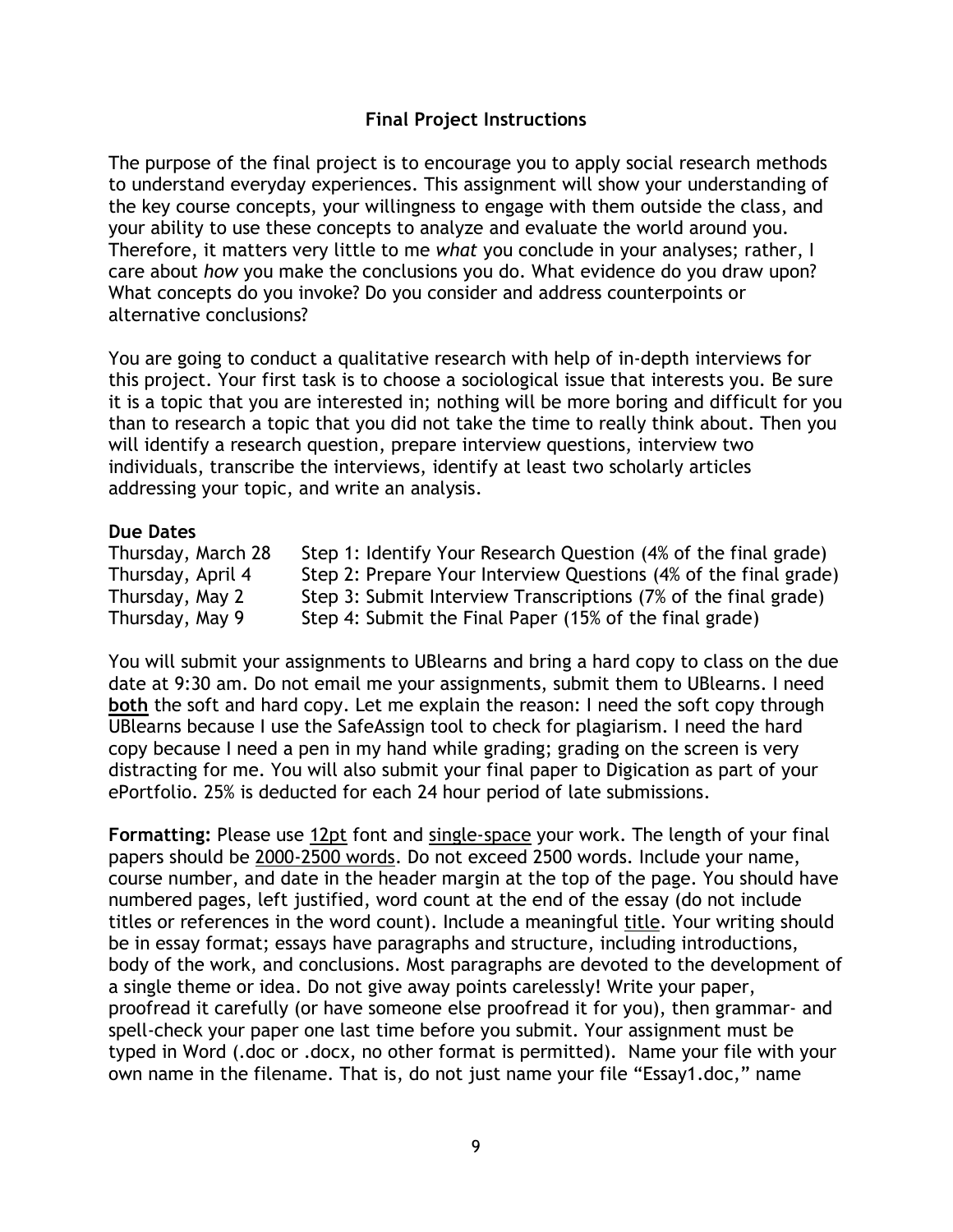## Final Project Instructions

The purpose of the final project is to encourage you to apply social research methods to understand everyday experiences. This assignment will show your understanding of the key course concepts, your willingness to engage with them outside the class, and your ability to use these concepts to analyze and evaluate the world around you. Therefore, it matters very little to me *what* you conclude in your analyses; rather, I care about *how* you make the conclusions you do. What evidence do you draw upon? What concepts do you invoke? Do you consider and address counterpoints or alternative conclusions?

You are going to conduct a qualitative research with help of in-depth interviews for this project. Your first task is to choose a sociological issue that interests you. Be sure it is a topic that you are interested in; nothing will be more boring and difficult for you than to research a topic that you did not take the time to really think about. Then you will identify a research question, prepare interview questions, interview two individuals, transcribe the interviews, identify at least two scholarly articles addressing your topic, and write an analysis.

**Due Dates**

| | |
|---|---|
| Thursday, March 28 | Step 1: Identify Your Research Question (4% of the final grade) |
| Thursday, April 4 | Step 2: Prepare Your Interview Questions (4% of the final grade) |
| Thursday, May 2 | Step 3: Submit Interview Transcriptions (7% of the final grade) |
| Thursday, May 9 | Step 4: Submit the Final Paper (15% of the final grade) |

You will submit your assignments to UBlearns and bring a hard copy to class on the due date at 9:30 am. Do not email me your assignments, submit them to UBlearns. I need <u>**both**</u> the soft and hard copy. Let me explain the reason: I need the soft copy through UBlearns because I use the SafeAssign tool to check for plagiarism. I need the hard copy because I need a pen in my hand while grading; grading on the screen is very distracting for me. You will also submit your final paper to Digication as part of your ePortfolio. 25% is deducted for each 24 hour period of late submissions.

**Formatting:** Please use <u>12pt</u> font and <u>single-space</u> your work. The length of your final papers should be <u>2000-2500 words</u>. Do not exceed 2500 words. Include your name, course number, and date in the header margin at the top of the page. You should have numbered pages, left justified, word count at the end of the essay (do not include titles or references in the word count). Include a meaningful <u>title</u>. Your writing should be in essay format; essays have paragraphs and structure, including introductions, body of the work, and conclusions. Most paragraphs are devoted to the development of a single theme or idea. Do not give away points carelessly! Write your paper, proofread it carefully (or have someone else proofread it for you), then grammar- and spell-check your paper one last time before you submit. Your assignment must be typed in Word (.doc or .docx, no other format is permitted). Name your file with your own name in the filename. That is, do not just name your file "Essay1.doc," name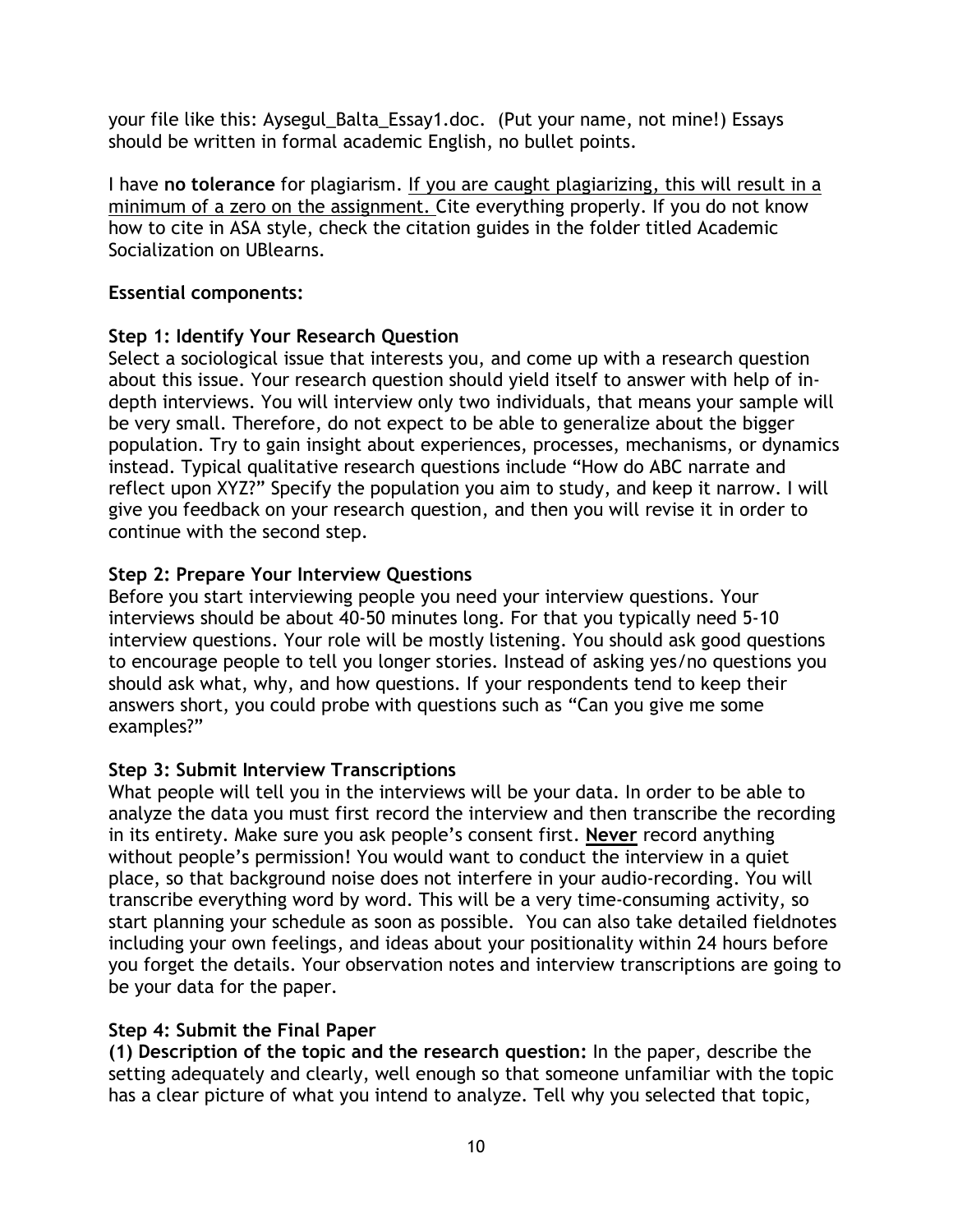your file like this: Aysegul_Balta_Essay1.doc. (Put your name, not mine!) Essays should be written in formal academic English, no bullet points.

I have **no tolerance** for plagiarism. <u>If you are caught plagiarizing, this will result in a minimum of a zero on the assignment.</u> Cite everything properly. If you do not know how to cite in ASA style, check the citation guides in the folder titled Academic Socialization on UBlearns.

**Essential components:**

**Step 1: Identify Your Research Question**
Select a sociological issue that interests you, and come up with a research question about this issue. Your research question should yield itself to answer with help of in-depth interviews. You will interview only two individuals, that means your sample will be very small. Therefore, do not expect to be able to generalize about the bigger population. Try to gain insight about experiences, processes, mechanisms, or dynamics instead. Typical qualitative research questions include "How do ABC narrate and reflect upon XYZ?" Specify the population you aim to study, and keep it narrow. I will give you feedback on your research question, and then you will revise it in order to continue with the second step.

**Step 2: Prepare Your Interview Questions**
Before you start interviewing people you need your interview questions. Your interviews should be about 40-50 minutes long. For that you typically need 5-10 interview questions. Your role will be mostly listening. You should ask good questions to encourage people to tell you longer stories. Instead of asking yes/no questions you should ask what, why, and how questions. If your respondents tend to keep their answers short, you could probe with questions such as "Can you give me some examples?"

**Step 3: Submit Interview Transcriptions**
What people will tell you in the interviews will be your data. In order to be able to analyze the data you must first record the interview and then transcribe the recording in its entirety. Make sure you ask people's consent first. <u>**Never**</u> record anything without people's permission! You would want to conduct the interview in a quiet place, so that background noise does not interfere in your audio-recording. You will transcribe everything word by word. This will be a very time-consuming activity, so start planning your schedule as soon as possible. You can also take detailed fieldnotes including your own feelings, and ideas about your positionality within 24 hours before you forget the details. Your observation notes and interview transcriptions are going to be your data for the paper.

**Step 4: Submit the Final Paper**
**(1) Description of the topic and the research question:** In the paper, describe the setting adequately and clearly, well enough so that someone unfamiliar with the topic has a clear picture of what you intend to analyze. Tell why you selected that topic,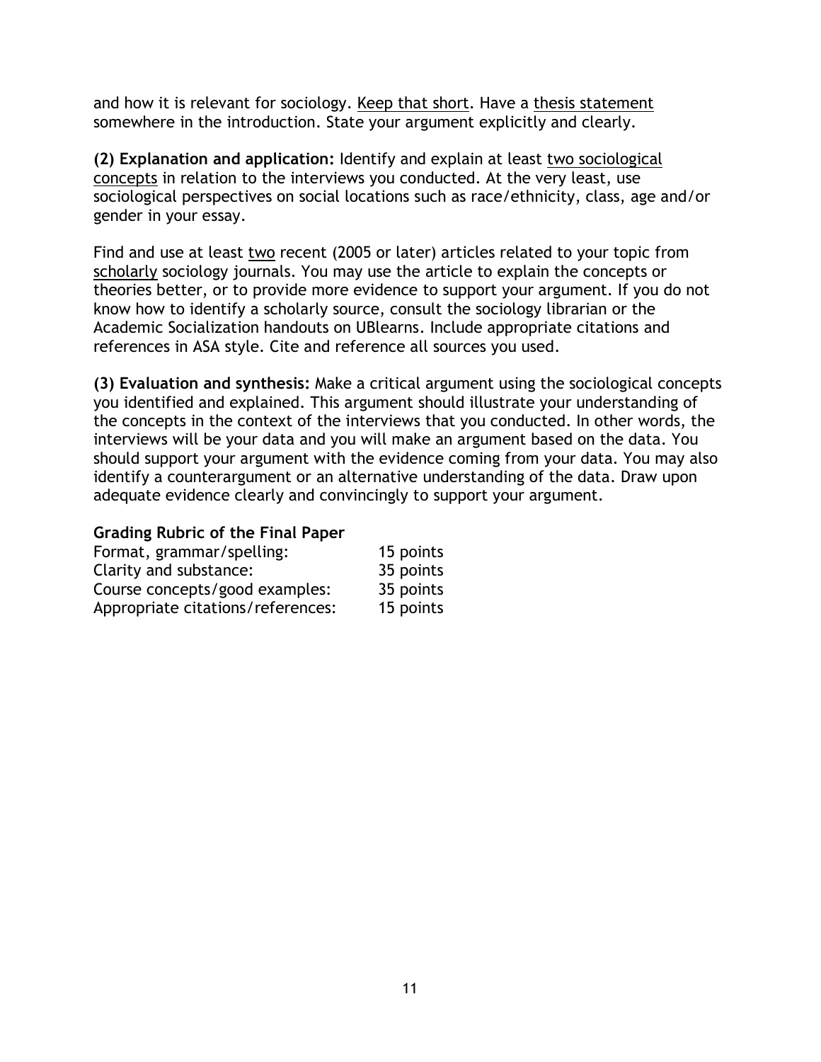and how it is relevant for sociology. <u>Keep that short</u>. Have a <u>thesis statement</u> somewhere in the introduction. State your argument explicitly and clearly.

**(2) Explanation and application:** Identify and explain at least <u>two sociological concepts</u> in relation to the interviews you conducted. At the very least, use sociological perspectives on social locations such as race/ethnicity, class, age and/or gender in your essay.

Find and use at least <u>two</u> recent (2005 or later) articles related to your topic from <u>scholarly</u> sociology journals. You may use the article to explain the concepts or theories better, or to provide more evidence to support your argument. If you do not know how to identify a scholarly source, consult the sociology librarian or the Academic Socialization handouts on UBlearns. Include appropriate citations and references in ASA style. Cite and reference all sources you used.

**(3) Evaluation and synthesis:** Make a critical argument using the sociological concepts you identified and explained. This argument should illustrate your understanding of the concepts in the context of the interviews that you conducted. In other words, the interviews will be your data and you will make an argument based on the data. You should support your argument with the evidence coming from your data. You may also identify a counterargument or an alternative understanding of the data. Draw upon adequate evidence clearly and convincingly to support your argument.

**Grading Rubric of the Final Paper**

| | |
|---|---|
| Format, grammar/spelling: | 15 points |
| Clarity and substance: | 35 points |
| Course concepts/good examples: | 35 points |
| Appropriate citations/references: | 15 points |